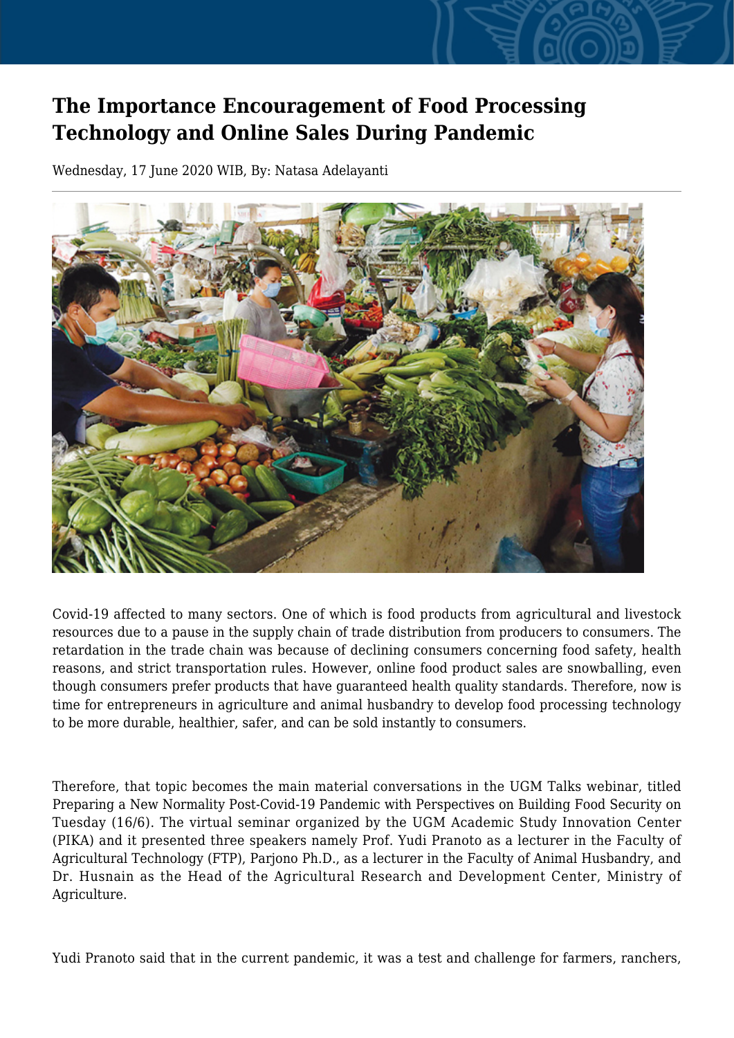# The Importance Encouragement of Food Processing Technology and Online Sales During Pandemic

Wednesday, 17 June 2020 WIB, By: Natasa Adelayanti

Covid-19 affected to many sectors. One of which is food products from agricultural and livestock resources due to a pause in the supply chain of trade distribution from producers to consumers. The retardation in the trade chain was because of declining consumers concerning food safety, health reasons, and strict transportation rules. However, online food product sales are snowballing, even though consumers prefer products that have guaranteed health quality standards. Therefore, now is time for entrepreneurs in agriculture and animal husbandry to develop food processing technology to be more durable, healthier, safer, and can be sold instantly to consumers.

Therefore, that topic becomes the main material conversations in the UGM Talks webinar, titled Preparing a New Normality Post-Covid-19 Pandemic with Perspectives on Building Food Security on Tuesday (16/6). The virtual seminar organized by the UGM Academic Study Innovation Center (PIKA) and it presented three speakers namely Prof. Yudi Pranoto as a lecturer in the Faculty of Agricultural Technology (FTP), Parjono Ph.D., as a lecturer in the Faculty of Animal Husbandry, and Dr. Husnain as the Head of the Agricultural Research and Development Center, Ministry of Agriculture.

Yudi Pranoto said that in the current pandemic, it was a test and challenge for farmers, ranchers,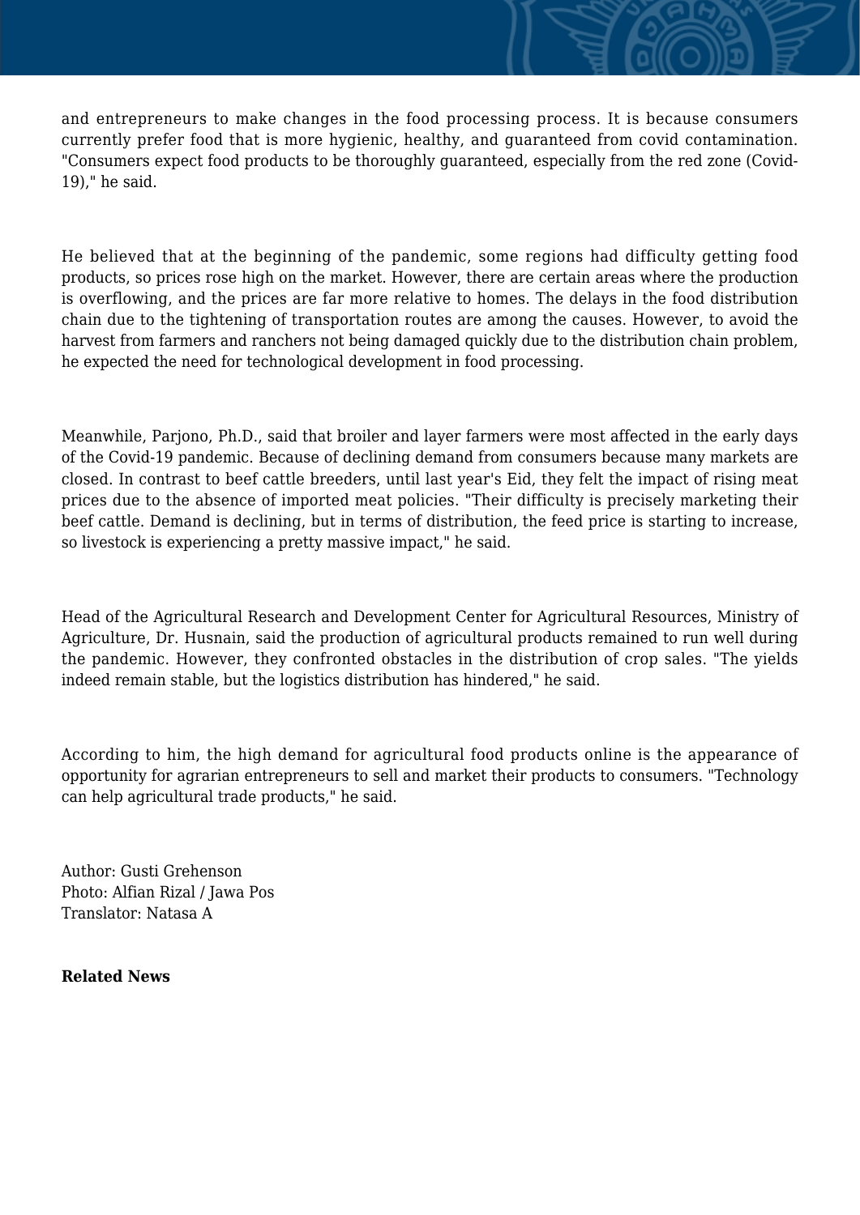and entrepreneurs to make changes in the food processing process. It is because consumers currently prefer food that is more hygienic, healthy, and guaranteed from covid contamination. "Consumers expect food products to be thoroughly guaranteed, especially from the red zone (Covid-19)," he said.

He believed that at the beginning of the pandemic, some regions had difficulty getting food products, so prices rose high on the market. However, there are certain areas where the production is overflowing, and the prices are far more relative to homes. The delays in the food distribution chain due to the tightening of transportation routes are among the causes. However, to avoid the harvest from farmers and ranchers not being damaged quickly due to the distribution chain problem, he expected the need for technological development in food processing.

Meanwhile, Parjono, Ph.D., said that broiler and layer farmers were most affected in the early days of the Covid-19 pandemic. Because of declining demand from consumers because many markets are closed. In contrast to beef cattle breeders, until last year's Eid, they felt the impact of rising meat prices due to the absence of imported meat policies. "Their difficulty is precisely marketing their beef cattle. Demand is declining, but in terms of distribution, the feed price is starting to increase, so livestock is experiencing a pretty massive impact," he said.

Head of the Agricultural Research and Development Center for Agricultural Resources, Ministry of Agriculture, Dr. Husnain, said the production of agricultural products remained to run well during the pandemic. However, they confronted obstacles in the distribution of crop sales. "The yields indeed remain stable, but the logistics distribution has hindered," he said.

According to him, the high demand for agricultural food products online is the appearance of opportunity for agrarian entrepreneurs to sell and market their products to consumers. "Technology can help agricultural trade products," he said.

Author: Gusti Grehenson
Photo: Alfian Rizal / Jawa Pos
Translator: Natasa A

**Related News**